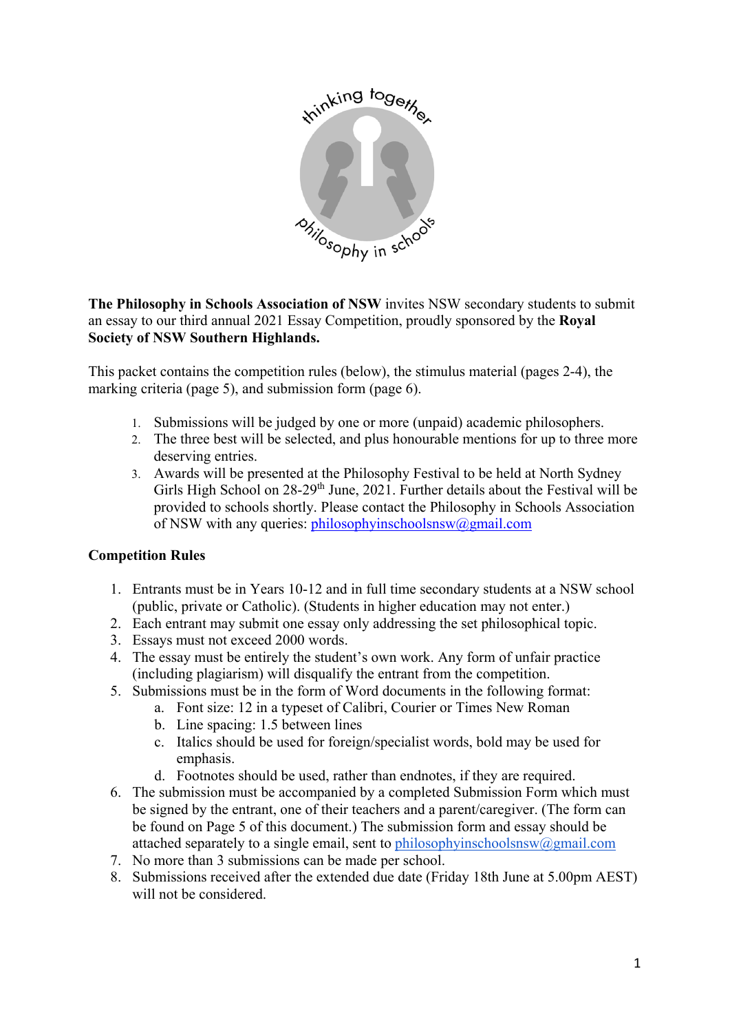thinking together

philosophy in schools

**The Philosophy in Schools Association of NSW** invites NSW secondary students to submit an essay to our third annual 2021 Essay Competition, proudly sponsored by the **Royal Society of NSW Southern Highlands.**

This packet contains the competition rules (below), the stimulus material (pages 2-4), the marking criteria (page 5), and submission form (page 6).

1. Submissions will be judged by one or more (unpaid) academic philosophers.
2. The three best will be selected, and plus honourable mentions for up to three more deserving entries.
3. Awards will be presented at the Philosophy Festival to be held at North Sydney Girls High School on 28-29th June, 2021. Further details about the Festival will be provided to schools shortly. Please contact the Philosophy in Schools Association of NSW with any queries: philosophyinschoolsnsw@gmail.com

## Competition Rules

1. Entrants must be in Years 10-12 and in full time secondary students at a NSW school (public, private or Catholic). (Students in higher education may not enter.)
2. Each entrant may submit one essay only addressing the set philosophical topic.
3. Essays must not exceed 2000 words.
4. The essay must be entirely the student's own work. Any form of unfair practice (including plagiarism) will disqualify the entrant from the competition.
5. Submissions must be in the form of Word documents in the following format:
    a. Font size: 12 in a typeset of Calibri, Courier or Times New Roman
    b. Line spacing: 1.5 between lines
    c. Italics should be used for foreign/specialist words, bold may be used for emphasis.
    d. Footnotes should be used, rather than endnotes, if they are required.
6. The submission must be accompanied by a completed Submission Form which must be signed by the entrant, one of their teachers and a parent/caregiver. (The form can be found on Page 5 of this document.) The submission form and essay should be attached separately to a single email, sent to philosophyinschoolsnsw@gmail.com
7. No more than 3 submissions can be made per school.
8. Submissions received after the extended due date (Friday 18th June at 5.00pm AEST) will not be considered.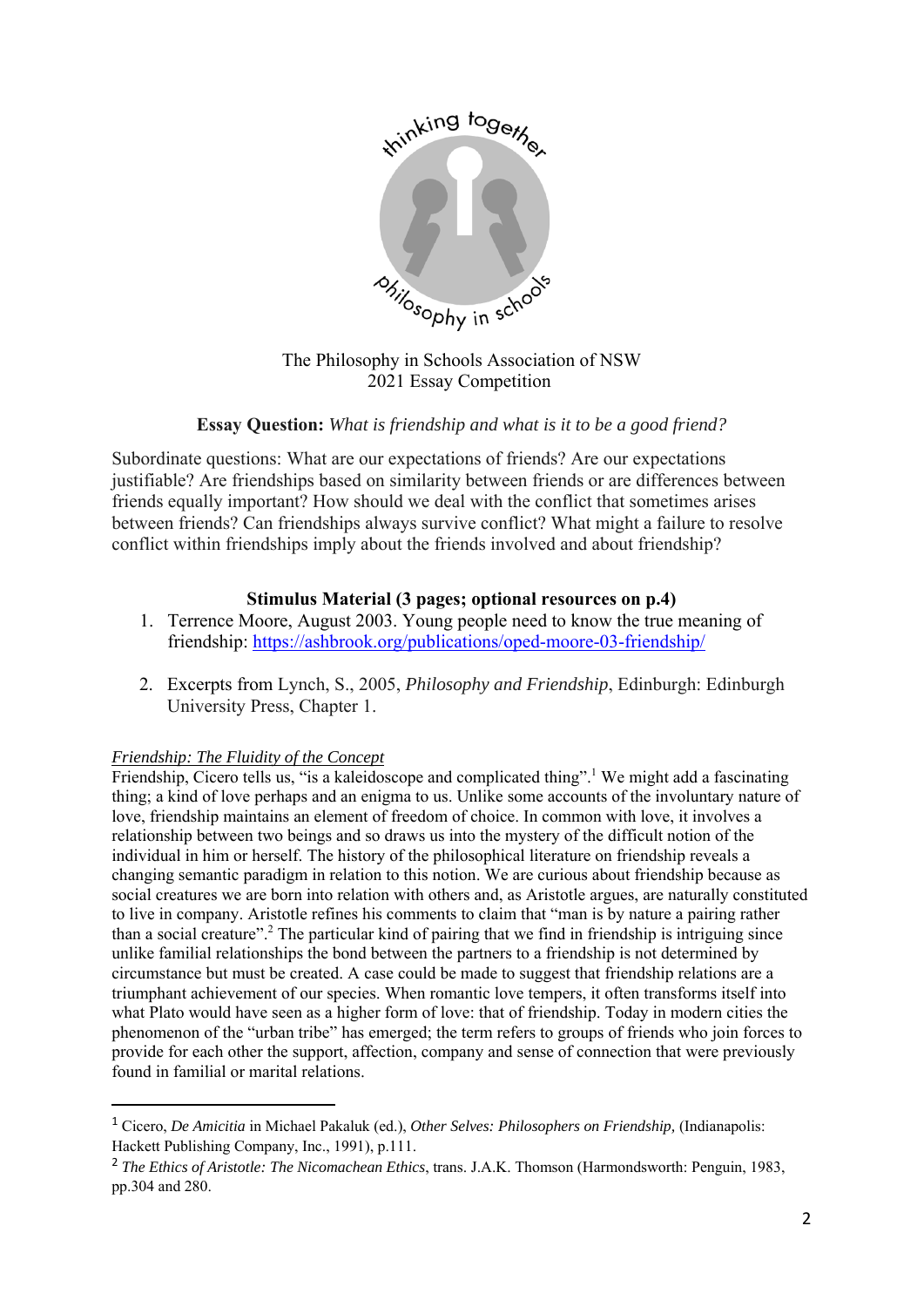The Philosophy in Schools Association of NSW
2021 Essay Competition

**Essay Question:** *What is friendship and what is it to be a good friend?*

Subordinate questions: What are our expectations of friends? Are our expectations justifiable? Are friendships based on similarity between friends or are differences between friends equally important? How should we deal with the conflict that sometimes arises between friends? Can friendships always survive conflict? What might a failure to resolve conflict within friendships imply about the friends involved and about friendship?

## Stimulus Material (3 pages; optional resources on p.4)

1. Terrence Moore, August 2003. Young people need to know the true meaning of friendship: https://ashbrook.org/publications/oped-moore-03-friendship/

2. Excerpts from Lynch, S., 2005, *Philosophy and Friendship*, Edinburgh: Edinburgh University Press, Chapter 1.

*Friendship: The Fluidity of the Concept*

Friendship, Cicero tells us, "is a kaleidoscope and complicated thing".[1] We might add a fascinating thing; a kind of love perhaps and an enigma to us. Unlike some accounts of the involuntary nature of love, friendship maintains an element of freedom of choice. In common with love, it involves a relationship between two beings and so draws us into the mystery of the difficult notion of the individual in him or herself. The history of the philosophical literature on friendship reveals a changing semantic paradigm in relation to this notion. We are curious about friendship because as social creatures we are born into relation with others and, as Aristotle argues, are naturally constituted to live in company. Aristotle refines his comments to claim that "man is by nature a pairing rather than a social creature".[2] The particular kind of pairing that we find in friendship is intriguing since unlike familial relationships the bond between the partners to a friendship is not determined by circumstance but must be created. A case could be made to suggest that friendship relations are a triumphant achievement of our species. When romantic love tempers, it often transforms itself into what Plato would have seen as a higher form of love: that of friendship. Today in modern cities the phenomenon of the "urban tribe" has emerged; the term refers to groups of friends who join forces to provide for each other the support, affection, company and sense of connection that were previously found in familial or marital relations.

---

[1] Cicero, *De Amicitia* in Michael Pakaluk (ed.), *Other Selves: Philosophers on Friendship,* (Indianapolis: Hackett Publishing Company, Inc., 1991), p.111.

[2] *The Ethics of Aristotle: The Nicomachean Ethics*, trans. J.A.K. Thomson (Harmondsworth: Penguin, 1983, pp.304 and 280.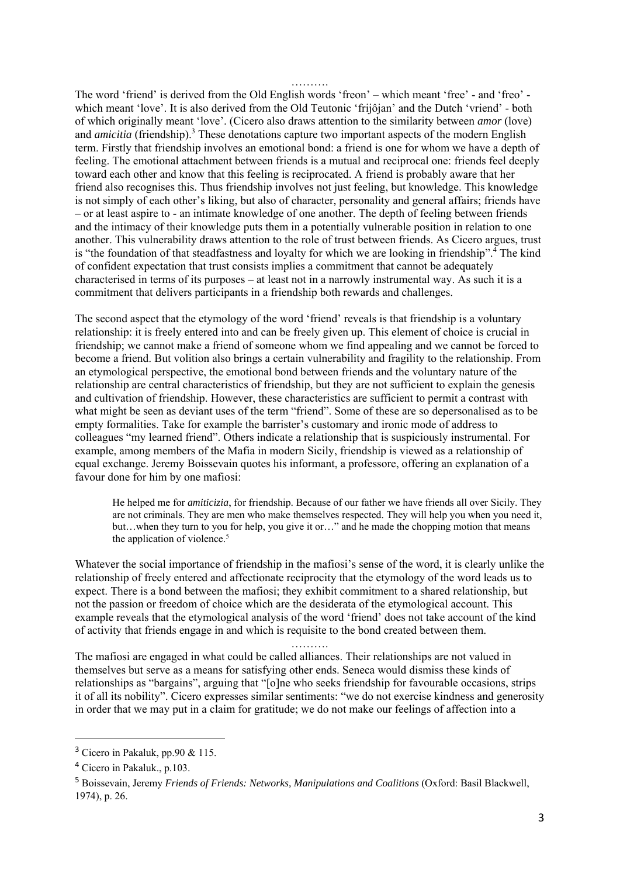……….

The word 'friend' is derived from the Old English words 'freon' – which meant 'free' - and 'freo' - which meant 'love'. It is also derived from the Old Teutonic 'frijôjan' and the Dutch 'vriend' - both of which originally meant 'love'. (Cicero also draws attention to the similarity between *amor* (love) and *amicitia* (friendship).[3] These denotations capture two important aspects of the modern English term. Firstly that friendship involves an emotional bond: a friend is one for whom we have a depth of feeling. The emotional attachment between friends is a mutual and reciprocal one: friends feel deeply toward each other and know that this feeling is reciprocated. A friend is probably aware that her friend also recognises this. Thus friendship involves not just feeling, but knowledge. This knowledge is not simply of each other's liking, but also of character, personality and general affairs; friends have – or at least aspire to - an intimate knowledge of one another. The depth of feeling between friends and the intimacy of their knowledge puts them in a potentially vulnerable position in relation to one another. This vulnerability draws attention to the role of trust between friends. As Cicero argues, trust is "the foundation of that steadfastness and loyalty for which we are looking in friendship".[4] The kind of confident expectation that trust consists implies a commitment that cannot be adequately characterised in terms of its purposes – at least not in a narrowly instrumental way. As such it is a commitment that delivers participants in a friendship both rewards and challenges.

The second aspect that the etymology of the word 'friend' reveals is that friendship is a voluntary relationship: it is freely entered into and can be freely given up. This element of choice is crucial in friendship; we cannot make a friend of someone whom we find appealing and we cannot be forced to become a friend. But volition also brings a certain vulnerability and fragility to the relationship. From an etymological perspective, the emotional bond between friends and the voluntary nature of the relationship are central characteristics of friendship, but they are not sufficient to explain the genesis and cultivation of friendship. However, these characteristics are sufficient to permit a contrast with what might be seen as deviant uses of the term "friend". Some of these are so depersonalised as to be empty formalities. Take for example the barrister's customary and ironic mode of address to colleagues "my learned friend". Others indicate a relationship that is suspiciously instrumental. For example, among members of the Mafia in modern Sicily, friendship is viewed as a relationship of equal exchange. Jeremy Boissevain quotes his informant, a professore, offering an explanation of a favour done for him by one mafiosi:

> He helped me for *amiticizia*, for friendship. Because of our father we have friends all over Sicily. They are not criminals. They are men who make themselves respected. They will help you when you need it, but…when they turn to you for help, you give it or…" and he made the chopping motion that means the application of violence.[5]

Whatever the social importance of friendship in the mafiosi's sense of the word, it is clearly unlike the relationship of freely entered and affectionate reciprocity that the etymology of the word leads us to expect. There is a bond between the mafiosi; they exhibit commitment to a shared relationship, but not the passion or freedom of choice which are the desiderata of the etymological account. This example reveals that the etymological analysis of the word 'friend' does not take account of the kind of activity that friends engage in and which is requisite to the bond created between them.

……….

The mafiosi are engaged in what could be called alliances. Their relationships are not valued in themselves but serve as a means for satisfying other ends. Seneca would dismiss these kinds of relationships as "bargains", arguing that "[o]ne who seeks friendship for favourable occasions, strips it of all its nobility". Cicero expresses similar sentiments: "we do not exercise kindness and generosity in order that we may put in a claim for gratitude; we do not make our feelings of affection into a

---

[3] Cicero in Pakaluk, pp.90 & 115.

[4] Cicero in Pakaluk., p.103.

[5] Boissevain, Jeremy *Friends of Friends: Networks, Manipulations and Coalitions* (Oxford: Basil Blackwell, 1974), p. 26.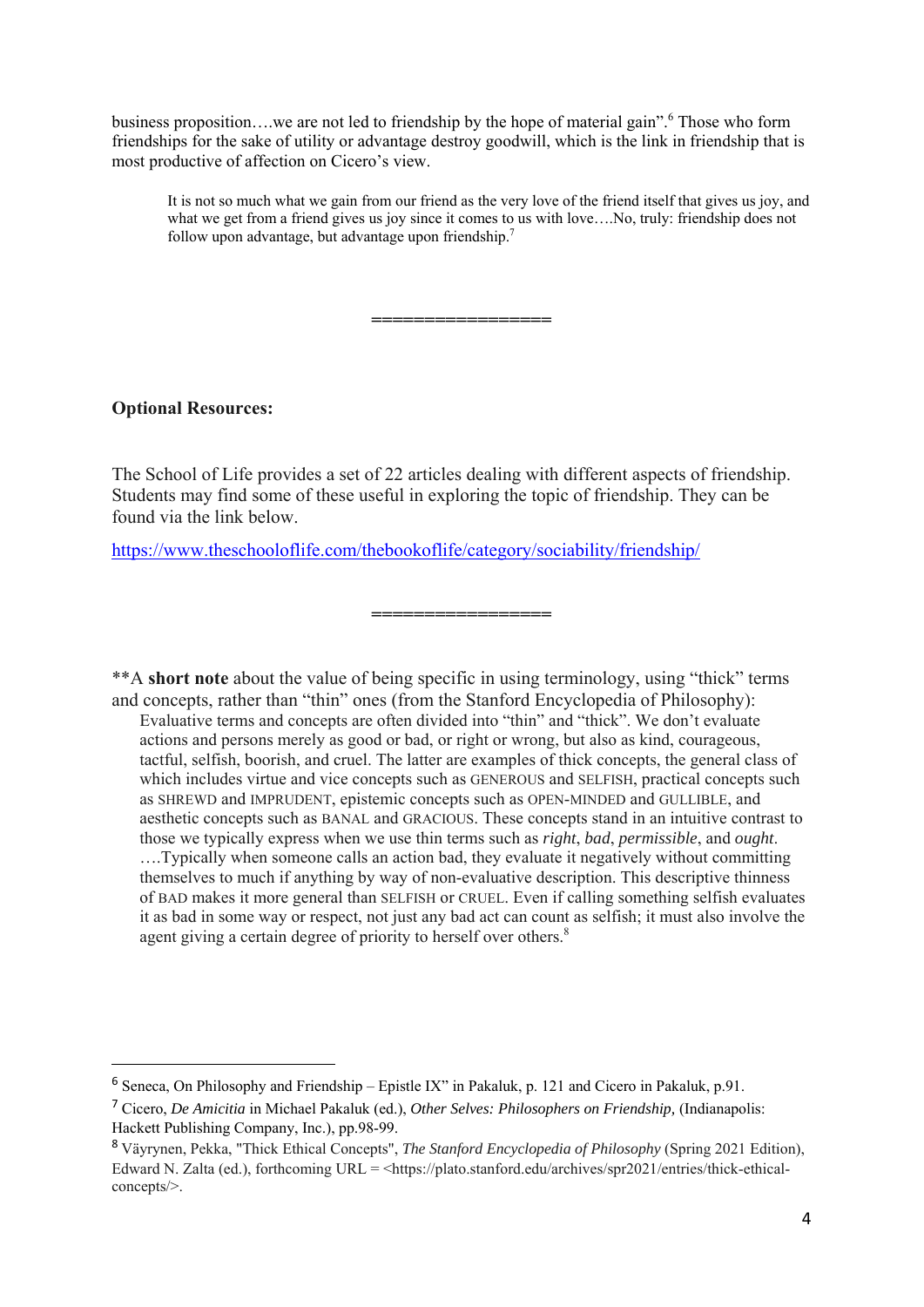business proposition….we are not led to friendship by the hope of material gain".[6] Those who form friendships for the sake of utility or advantage destroy goodwill, which is the link in friendship that is most productive of affection on Cicero's view.

> It is not so much what we gain from our friend as the very love of the friend itself that gives us joy, and what we get from a friend gives us joy since it comes to us with love….No, truly: friendship does not follow upon advantage, but advantage upon friendship.[7]

=================

**Optional Resources:**

The School of Life provides a set of 22 articles dealing with different aspects of friendship. Students may find some of these useful in exploring the topic of friendship. They can be found via the link below.

https://www.theschooloflife.com/thebookoflife/category/sociability/friendship/

=================

**A **short note** about the value of being specific in using terminology, using "thick" terms and concepts, rather than "thin" ones (from the Stanford Encyclopedia of Philosophy):

> Evaluative terms and concepts are often divided into "thin" and "thick". We don't evaluate actions and persons merely as good or bad, or right or wrong, but also as kind, courageous, tactful, selfish, boorish, and cruel. The latter are examples of thick concepts, the general class of which includes virtue and vice concepts such as GENEROUS and SELFISH, practical concepts such as SHREWD and IMPRUDENT, epistemic concepts such as OPEN-MINDED and GULLIBLE, and aesthetic concepts such as BANAL and GRACIOUS. These concepts stand in an intuitive contrast to those we typically express when we use thin terms such as *right*, *bad*, *permissible*, and *ought*. ….Typically when someone calls an action bad, they evaluate it negatively without committing themselves to much if anything by way of non-evaluative description. This descriptive thinness of BAD makes it more general than SELFISH or CRUEL. Even if calling something selfish evaluates it as bad in some way or respect, not just any bad act can count as selfish; it must also involve the agent giving a certain degree of priority to herself over others.[8]

---

[6] Seneca, On Philosophy and Friendship – Epistle IX" in Pakaluk, p. 121 and Cicero in Pakaluk, p.91.

[7] Cicero, *De Amicitia* in Michael Pakaluk (ed.), *Other Selves: Philosophers on Friendship,* (Indianapolis: Hackett Publishing Company, Inc.), pp.98-99.

[8] Väyrynen, Pekka, "Thick Ethical Concepts", *The Stanford Encyclopedia of Philosophy* (Spring 2021 Edition), Edward N. Zalta (ed.), forthcoming URL = <https://plato.stanford.edu/archives/spr2021/entries/thick-ethical-concepts/>.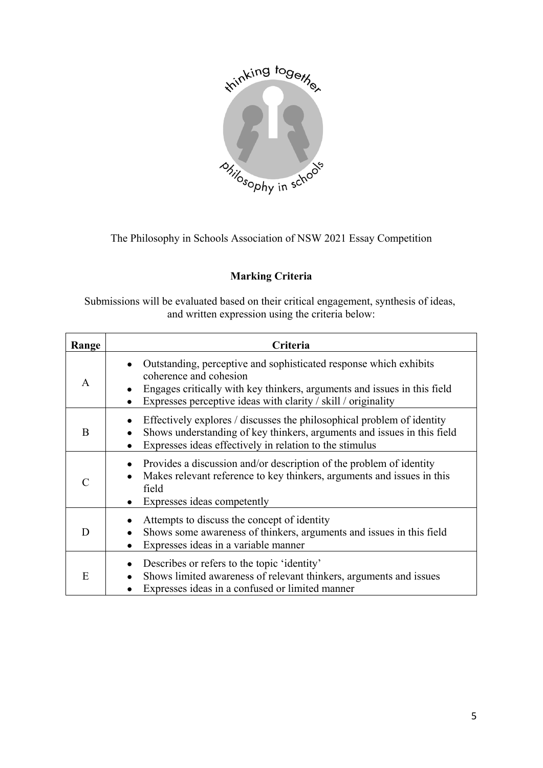The Philosophy in Schools Association of NSW 2021 Essay Competition

## Marking Criteria

Submissions will be evaluated based on their critical engagement, synthesis of ideas, and written expression using the criteria below:

| Range | Criteria |
|---|---|
| A | • Outstanding, perceptive and sophisticated response which exhibits coherence and cohesion<br>• Engages critically with key thinkers, arguments and issues in this field<br>• Expresses perceptive ideas with clarity / skill / originality |
| B | • Effectively explores / discusses the philosophical problem of identity<br>• Shows understanding of key thinkers, arguments and issues in this field<br>• Expresses ideas effectively in relation to the stimulus |
| C | • Provides a discussion and/or description of the problem of identity<br>• Makes relevant reference to key thinkers, arguments and issues in this field<br>• Expresses ideas competently |
| D | • Attempts to discuss the concept of identity<br>• Shows some awareness of thinkers, arguments and issues in this field<br>• Expresses ideas in a variable manner |
| E | • Describes or refers to the topic 'identity'<br>• Shows limited awareness of relevant thinkers, arguments and issues<br>• Expresses ideas in a confused or limited manner |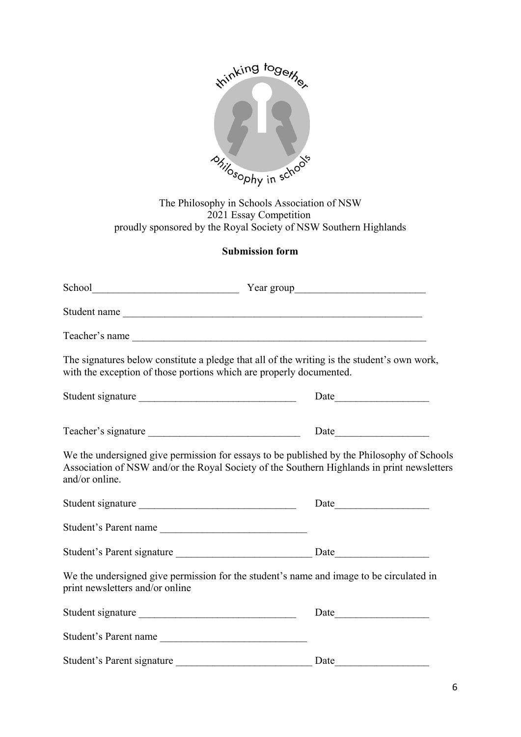The Philosophy in Schools Association of NSW
2021 Essay Competition
proudly sponsored by the Royal Society of NSW Southern Highlands

**Submission form**

School____________________________ Year group_________________________

Student name ___________________________________________________________

Teacher's name __________________________________________________________

The signatures below constitute a pledge that all of the writing is the student's own work, with the exception of those portions which are properly documented.

Student signature ______________________________ Date__________________

Teacher's signature _____________________________ Date__________________

We the undersigned give permission for essays to be published by the Philosophy of Schools Association of NSW and/or the Royal Society of the Southern Highlands in print newsletters and/or online.

Student signature ______________________________ Date__________________

Student's Parent name ____________________________

Student's Parent signature __________________________ Date__________________

We the undersigned give permission for the student's name and image to be circulated in print newsletters and/or online

Student signature ______________________________ Date__________________

Student's Parent name ____________________________

Student's Parent signature __________________________ Date__________________